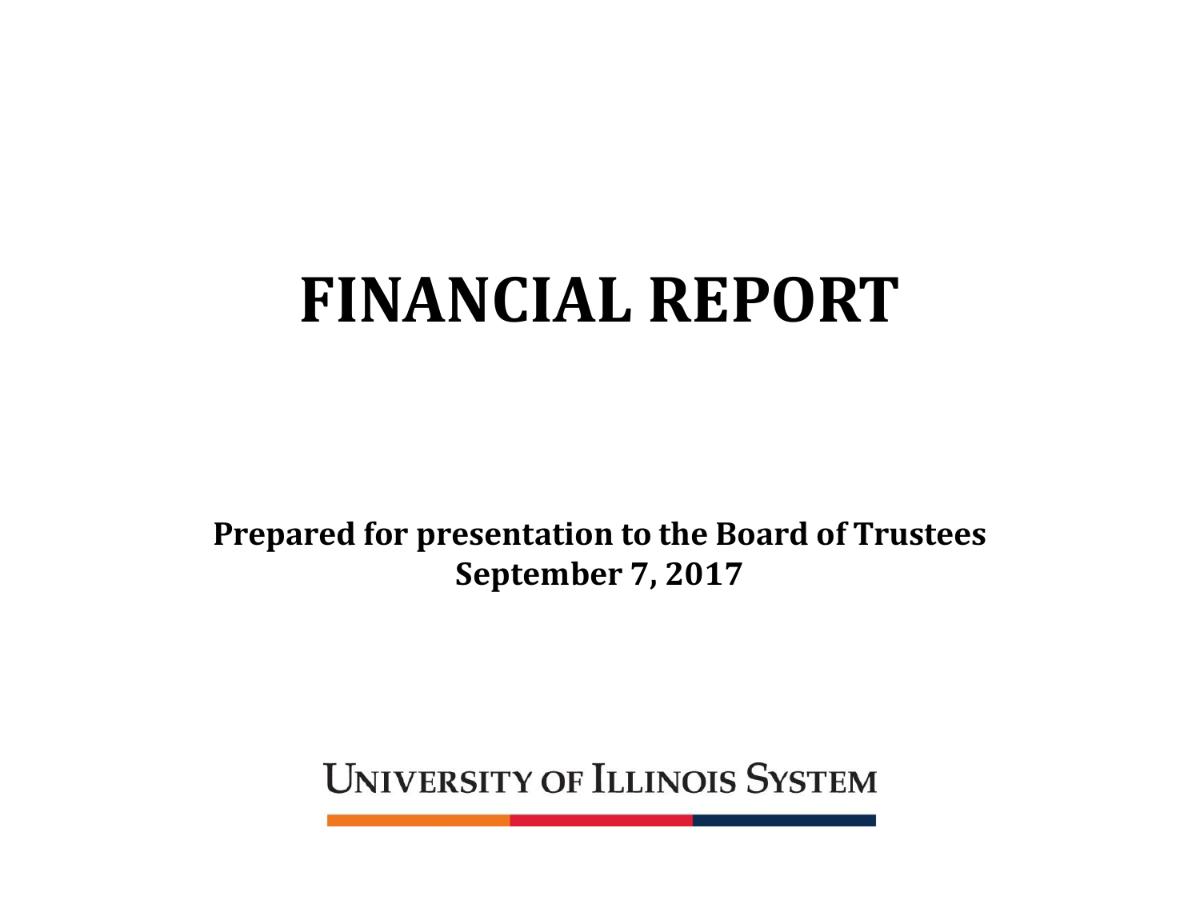# FINANCIAL REPORT

**Prepared for presentation to the Board of Trustees**
**September 7, 2017**

UNIVERSITY OF ILLINOIS SYSTEM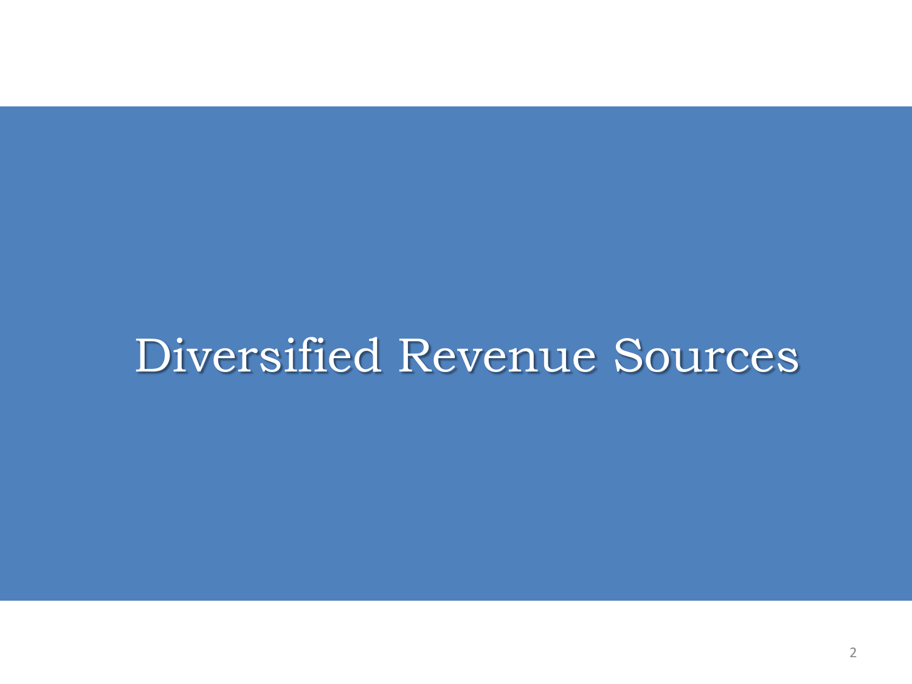# Diversified Revenue Sources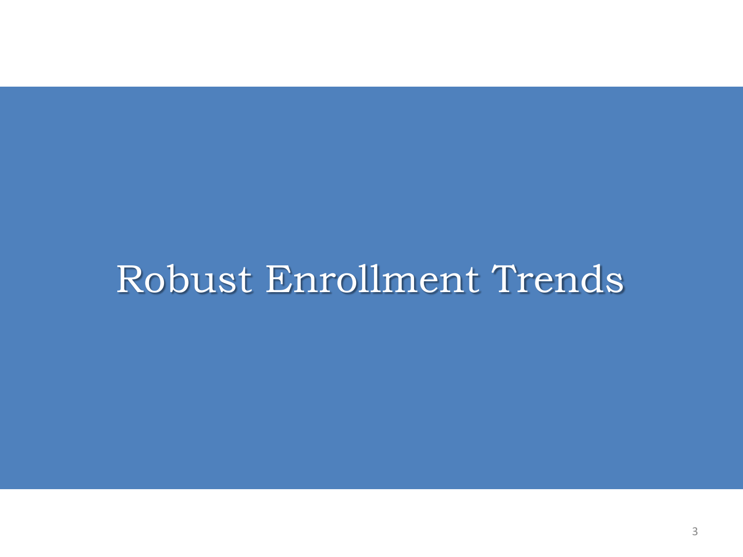# Robust Enrollment Trends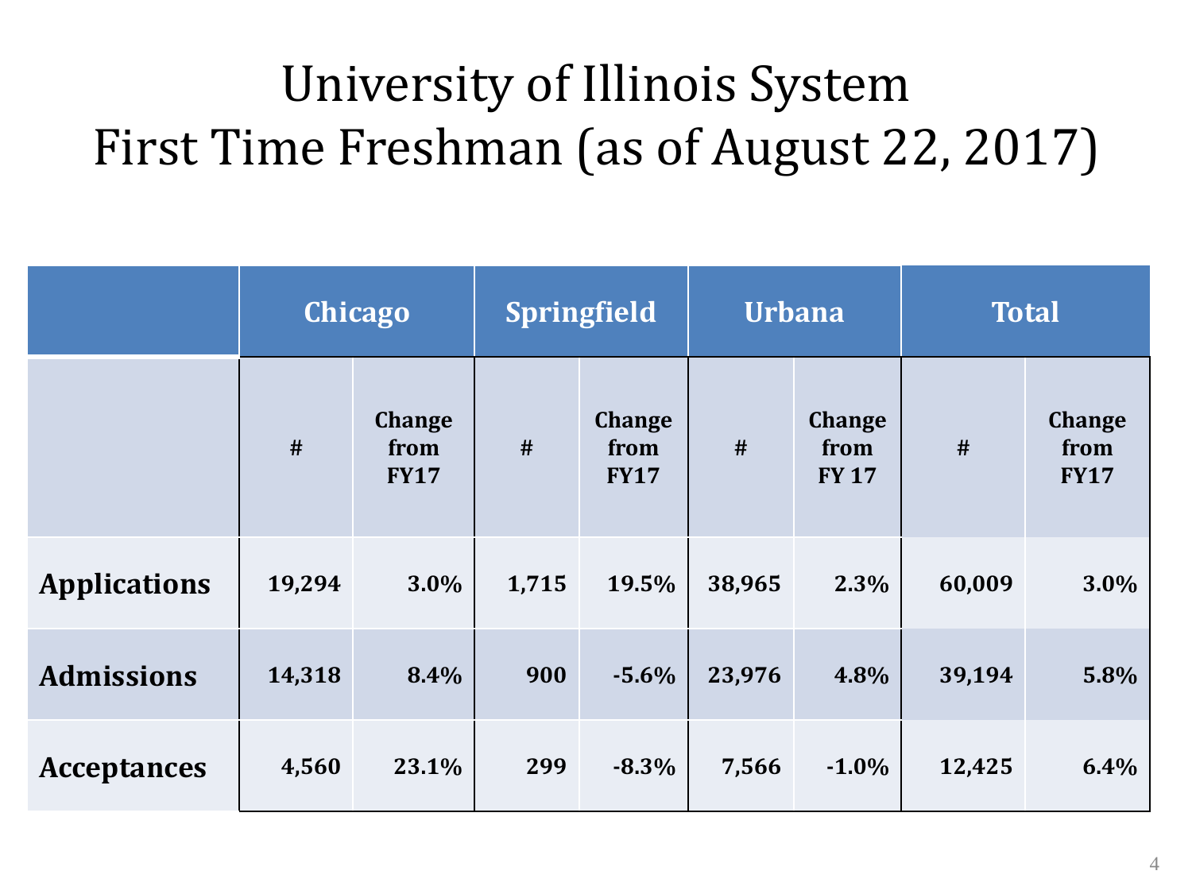# University of Illinois System
# First Time Freshman (as of August 22, 2017)

| | Chicago | | Springfield | | Urbana | | Total | |
|---|---|---|---|---|---|---|---|---|
| | # | Change from FY17 | # | Change from FY17 | # | Change from FY 17 | # | Change from FY17 |
| **Applications** | 19,294 | 3.0% | 1,715 | 19.5% | 38,965 | 2.3% | 60,009 | 3.0% |
| **Admissions** | 14,318 | 8.4% | 900 | -5.6% | 23,976 | 4.8% | 39,194 | 5.8% |
| **Acceptances** | 4,560 | 23.1% | 299 | -8.3% | 7,566 | -1.0% | 12,425 | 6.4% |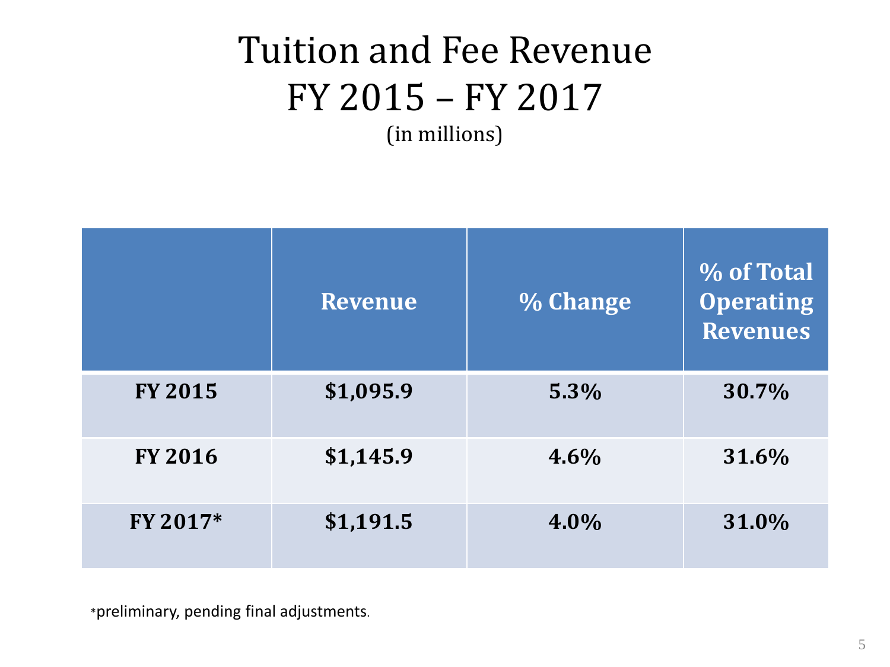# Tuition and Fee Revenue
# FY 2015 – FY 2017

(in millions)

| | Revenue | % Change | % of Total Operating Revenues |
|---|---|---|---|
| **FY 2015** | **$1,095.9** | **5.3%** | **30.7%** |
| **FY 2016** | **$1,145.9** | **4.6%** | **31.6%** |
| **FY 2017*** | **$1,191.5** | **4.0%** | **31.0%** |

*preliminary, pending final adjustments.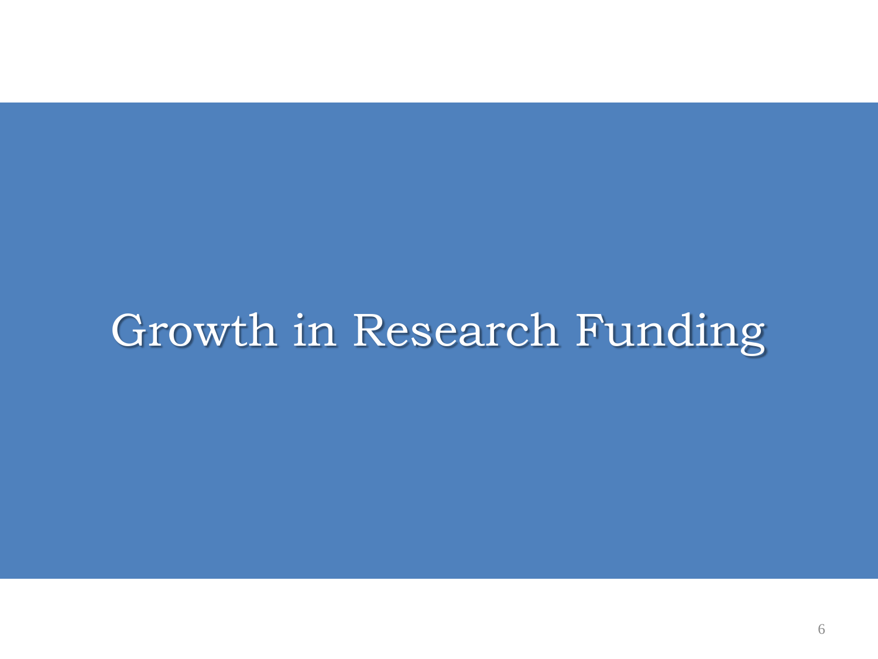# Growth in Research Funding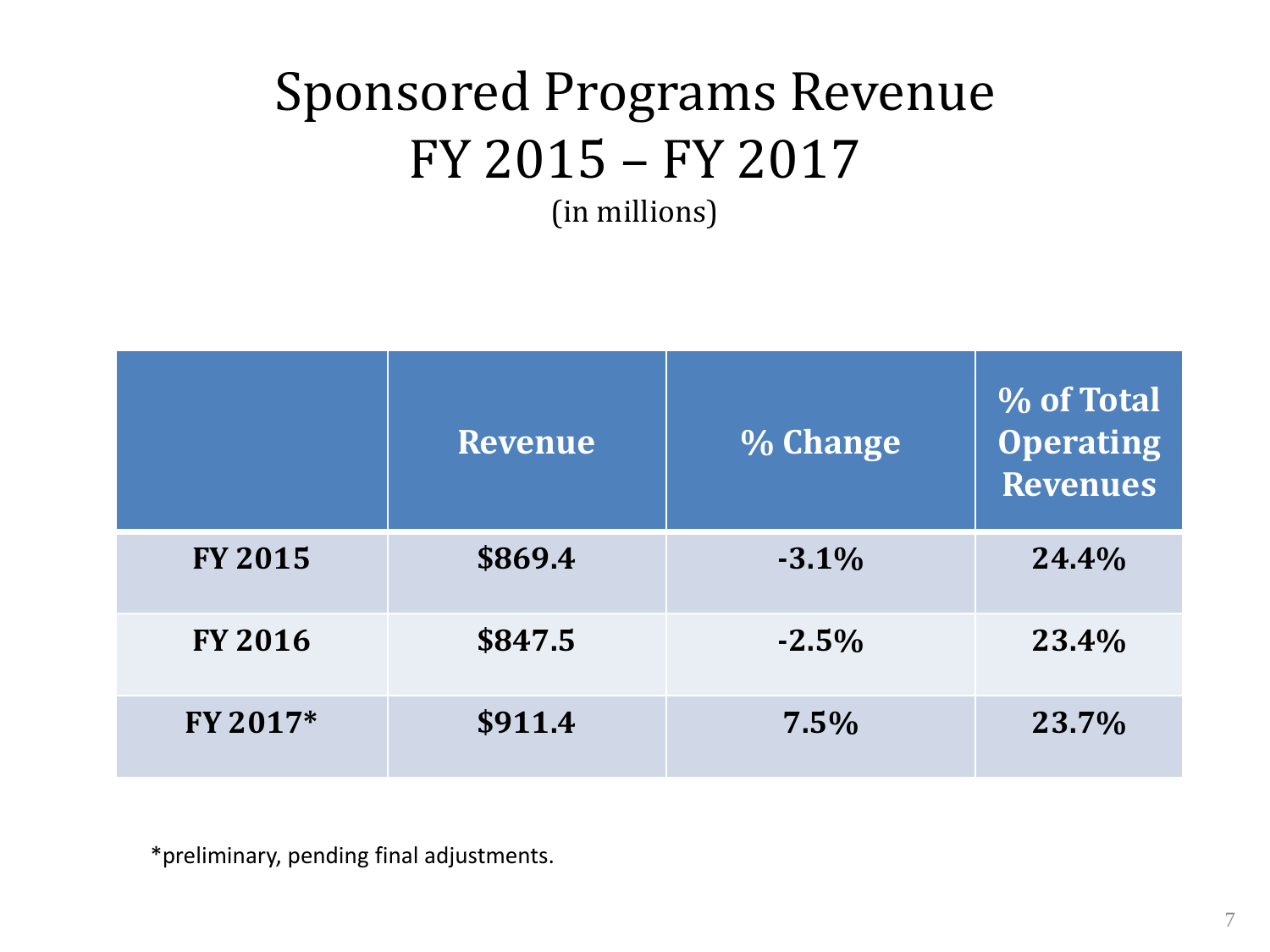# Sponsored Programs Revenue FY 2015 – FY 2017

(in millions)

| | Revenue | % Change | % of Total Operating Revenues |
|---|---|---|---|
| **FY 2015** | **$869.4** | **-3.1%** | **24.4%** |
| **FY 2016** | **$847.5** | **-2.5%** | **23.4%** |
| **FY 2017*** | **$911.4** | **7.5%** | **23.7%** |

*preliminary, pending final adjustments.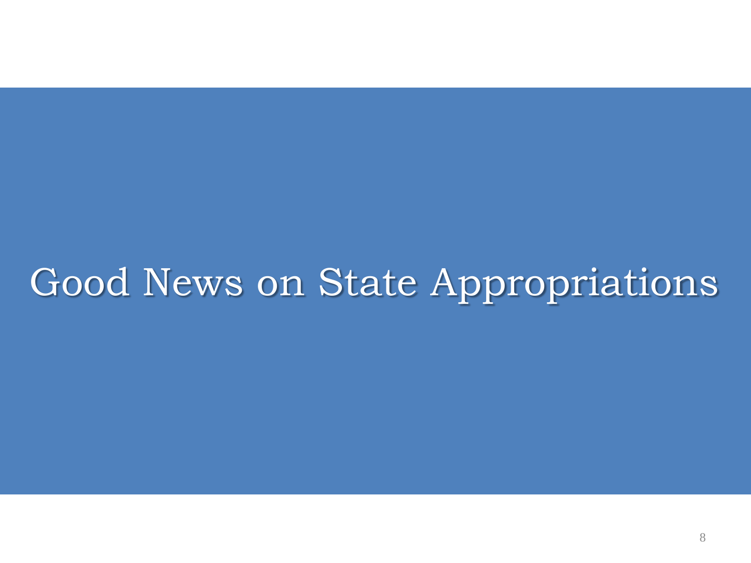# Good News on State Appropriations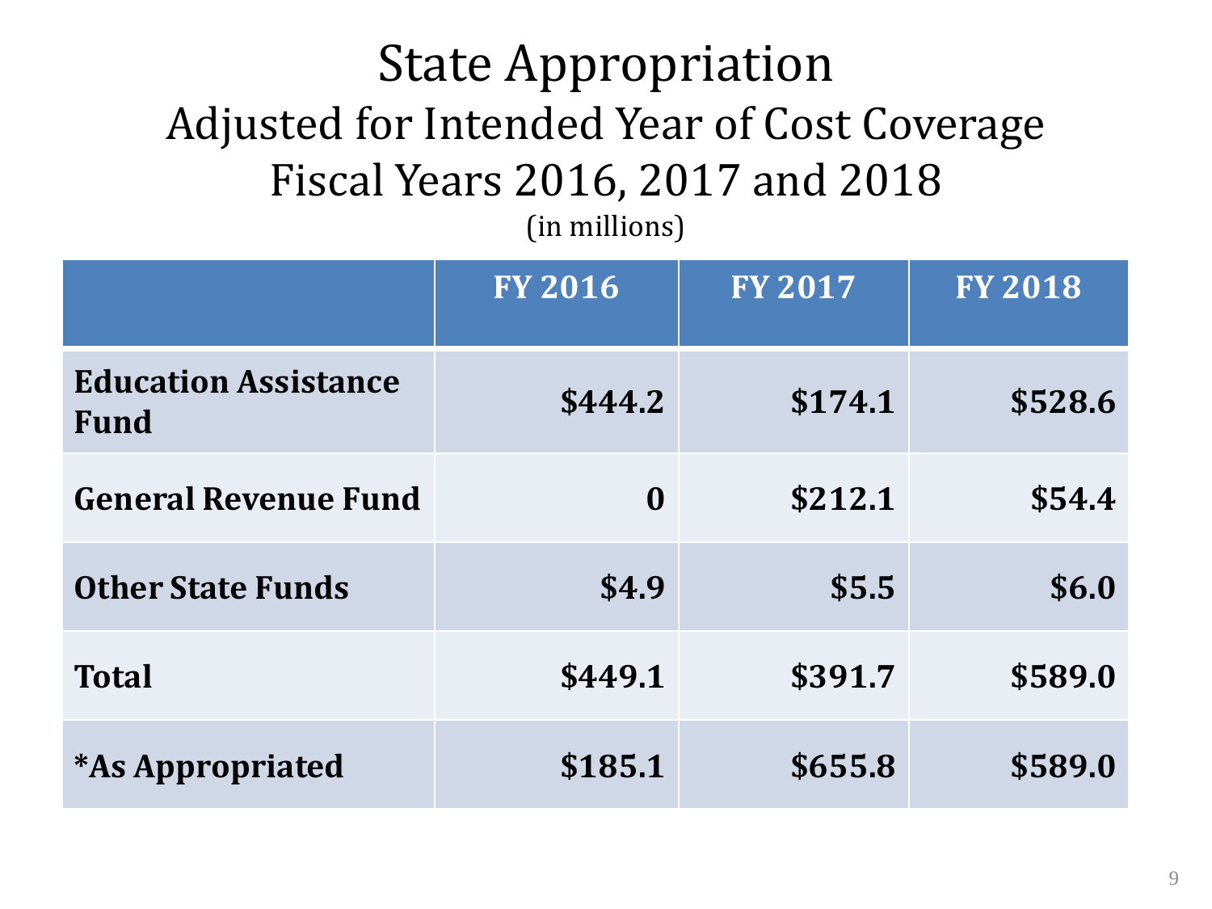# State Appropriation

## Adjusted for Intended Year of Cost Coverage

## Fiscal Years 2016, 2017 and 2018

(in millions)

| | FY 2016 | FY 2017 | FY 2018 |
|---|---|---|---|
| **Education Assistance Fund** | **$444.2** | **$174.1** | **$528.6** |
| **General Revenue Fund** | **0** | **$212.1** | **$54.4** |
| **Other State Funds** | **$4.9** | **$5.5** | **$6.0** |
| **Total** | **$449.1** | **$391.7** | **$589.0** |
| ***As Appropriated** | **$185.1** | **$655.8** | **$589.0** |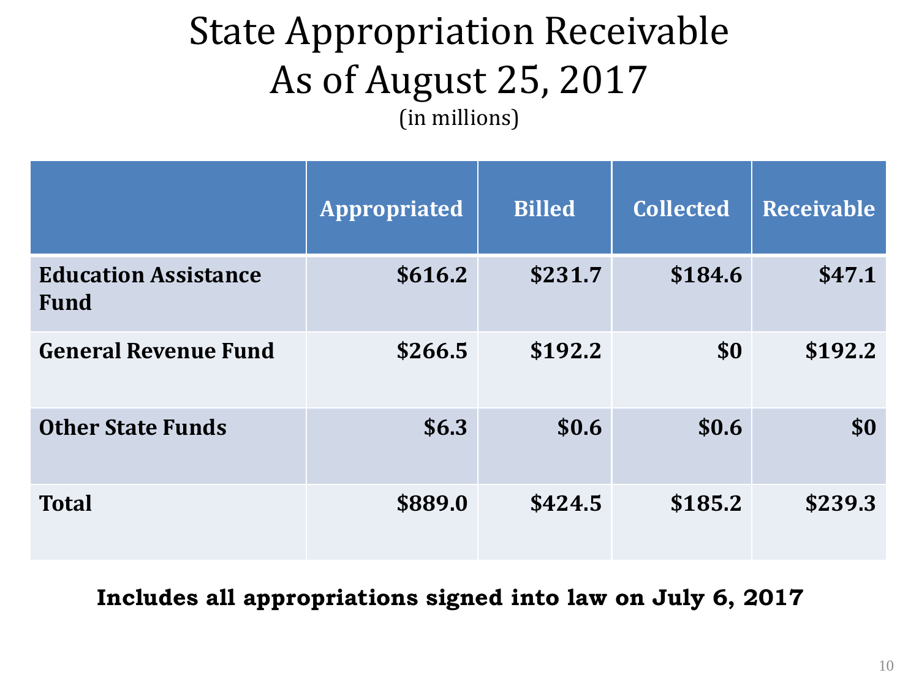# State Appropriation Receivable
# As of August 25, 2017

(in millions)

| | Appropriated | Billed | Collected | Receivable |
|---|---|---|---|---|
| **Education Assistance Fund** | **$616.2** | **$231.7** | **$184.6** | **$47.1** |
| **General Revenue Fund** | **$266.5** | **$192.2** | **$0** | **$192.2** |
| **Other State Funds** | **$6.3** | **$0.6** | **$0.6** | **$0** |
| **Total** | **$889.0** | **$424.5** | **$185.2** | **$239.3** |

**Includes all appropriations signed into law on July 6, 2017**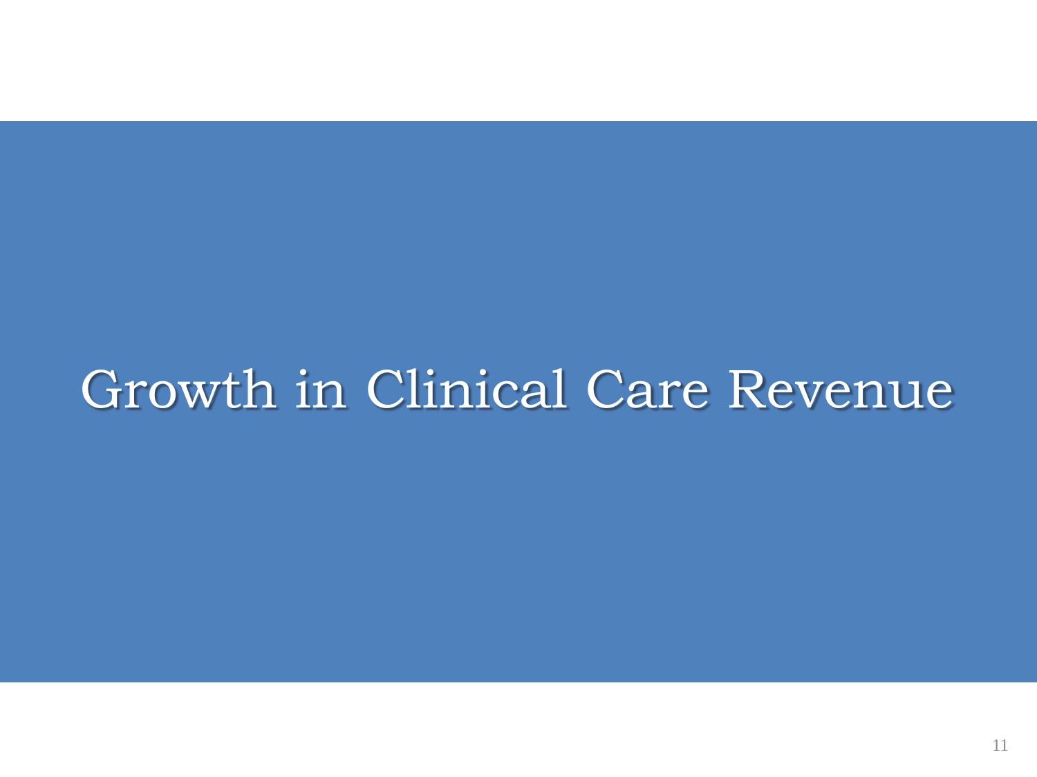# Growth in Clinical Care Revenue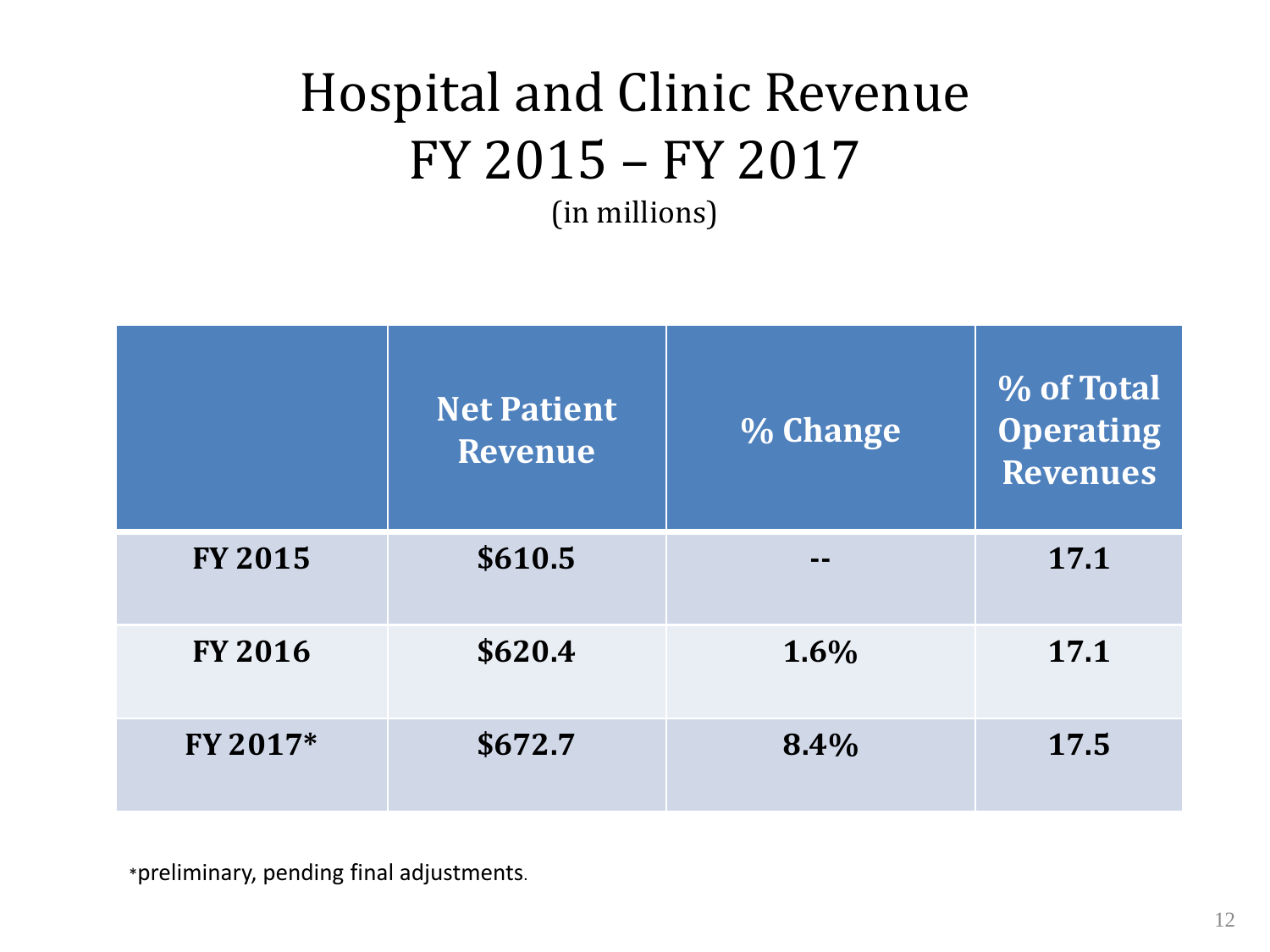# Hospital and Clinic Revenue
# FY 2015 – FY 2017

(in millions)

| | Net Patient Revenue | % Change | % of Total Operating Revenues |
|---|---|---|---|
| **FY 2015** | **$610.5** | **--** | **17.1** |
| **FY 2016** | **$620.4** | **1.6%** | **17.1** |
| **FY 2017*** | **$672.7** | **8.4%** | **17.5** |

*preliminary, pending final adjustments.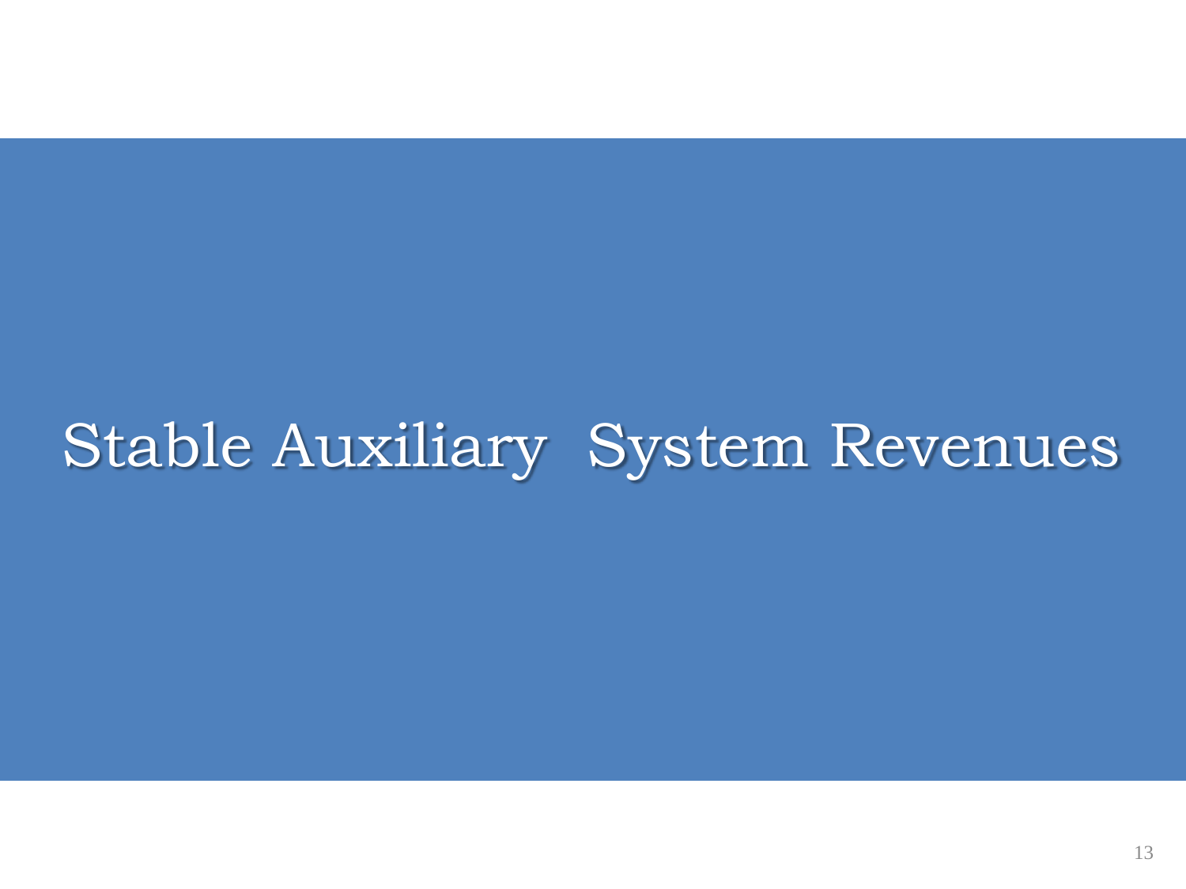# Stable Auxiliary System Revenues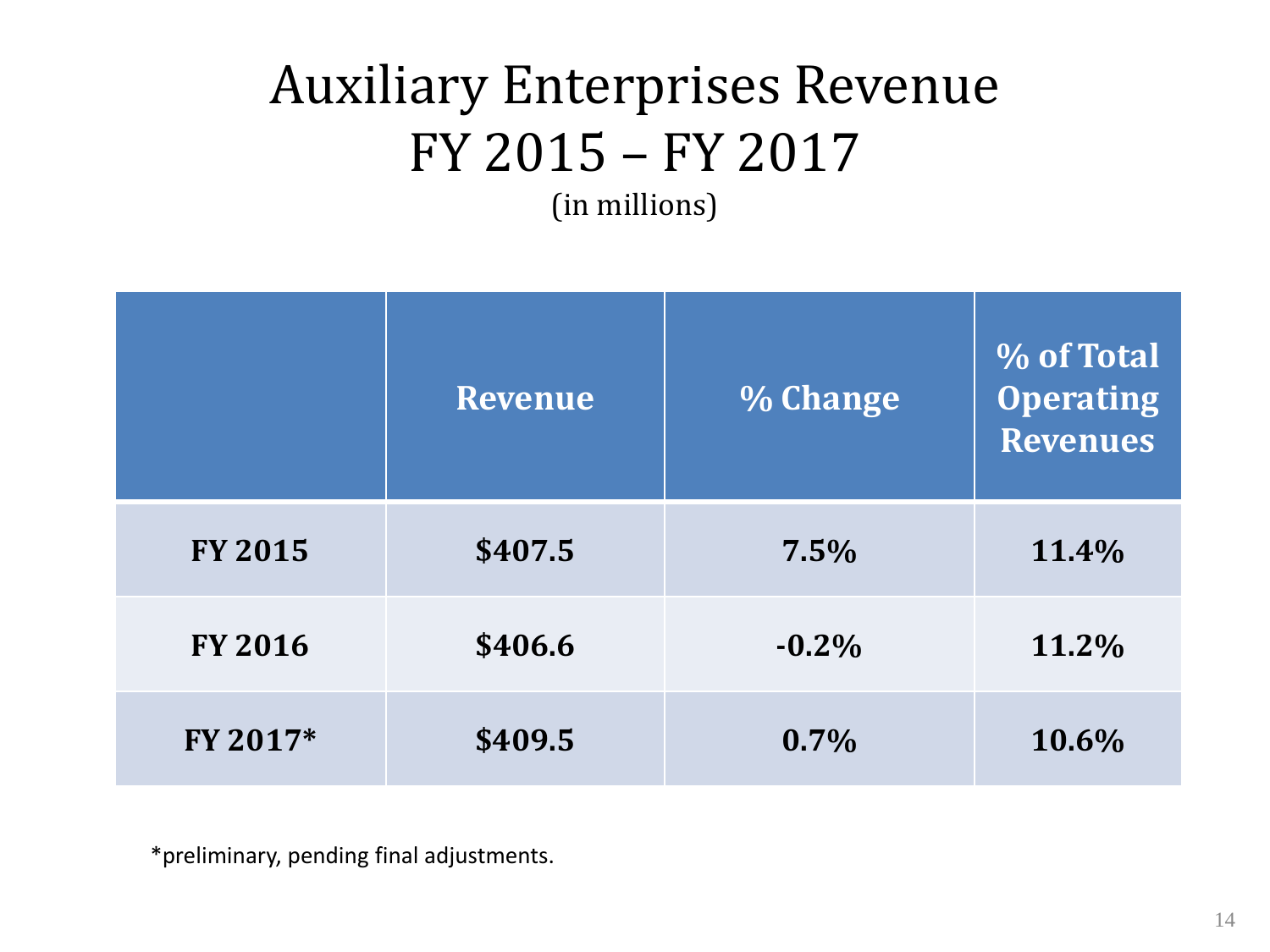# Auxiliary Enterprises Revenue FY 2015 – FY 2017

(in millions)

| | Revenue | % Change | % of Total Operating Revenues |
|---|---|---|---|
| **FY 2015** | **$407.5** | **7.5%** | **11.4%** |
| **FY 2016** | **$406.6** | **-0.2%** | **11.2%** |
| **FY 2017*** | **$409.5** | **0.7%** | **10.6%** |

*preliminary, pending final adjustments.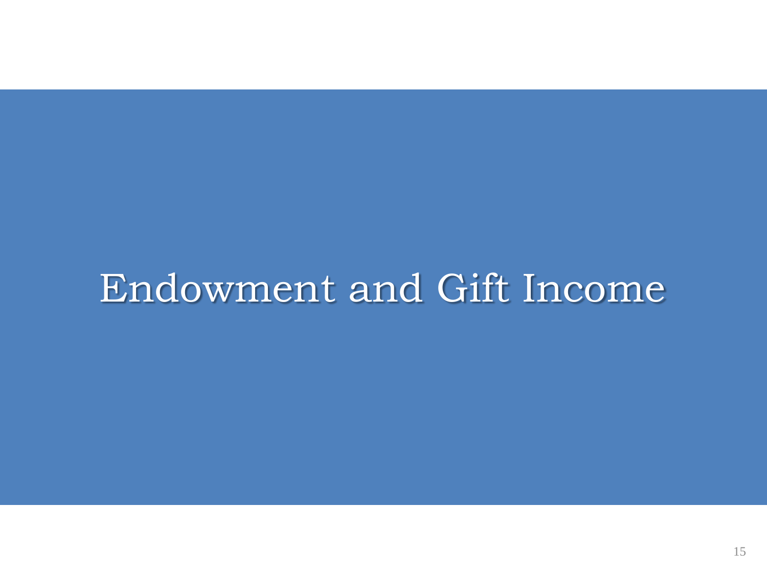# Endowment and Gift Income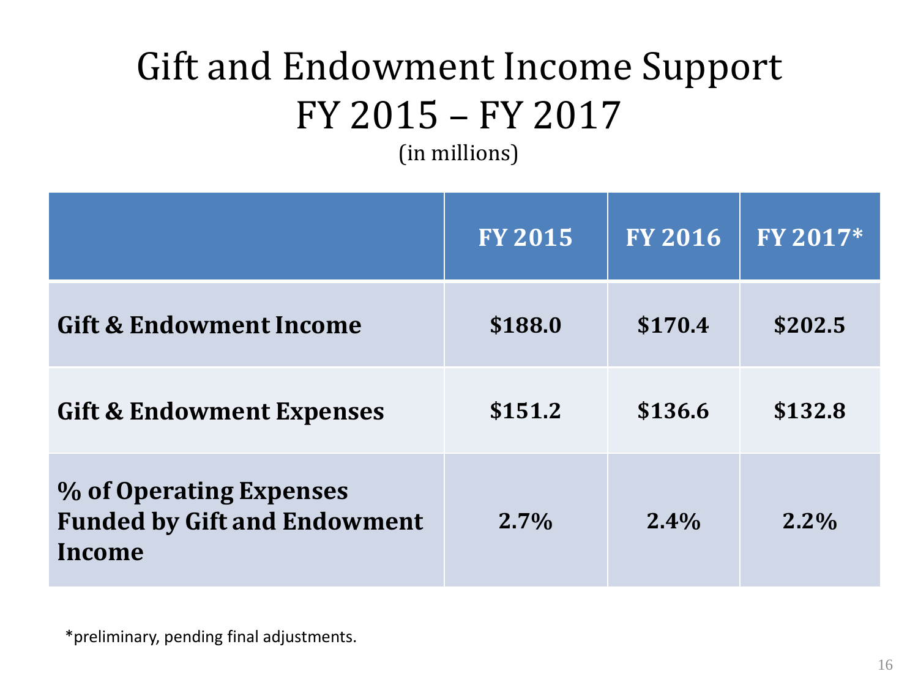# Gift and Endowment Income Support FY 2015 – FY 2017

(in millions)

| | FY 2015 | FY 2016 | FY 2017* |
|---|---|---|---|
| **Gift & Endowment Income** | $188.0 | $170.4 | $202.5 |
| **Gift & Endowment Expenses** | $151.2 | $136.6 | $132.8 |
| **% of Operating Expenses Funded by Gift and Endowment Income** | 2.7% | 2.4% | 2.2% |

*preliminary, pending final adjustments.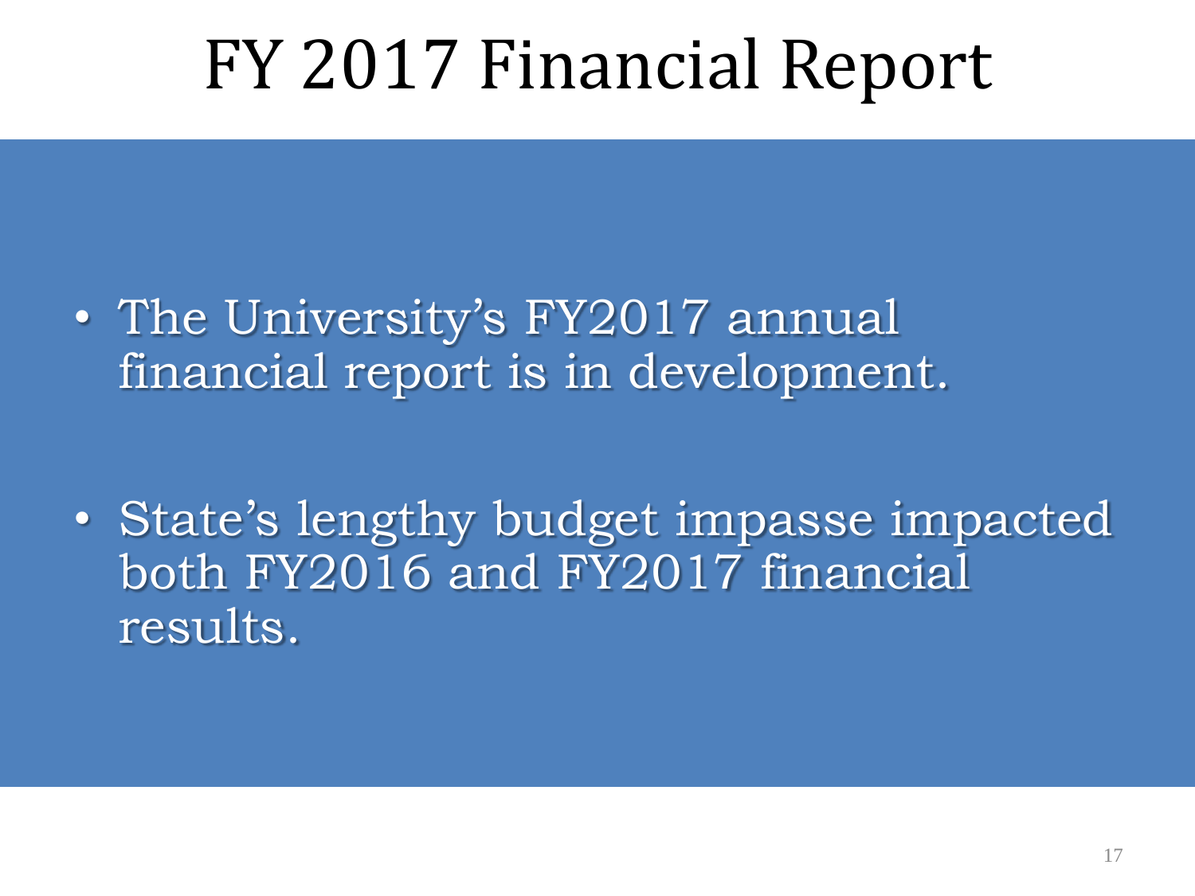# FY 2017 Financial Report

- The University's FY2017 annual financial report is in development.
- State's lengthy budget impasse impacted both FY2016 and FY2017 financial results.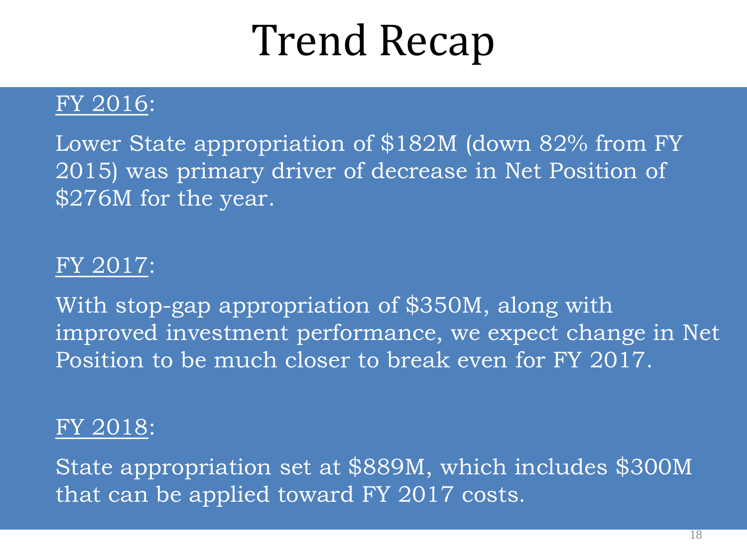# Trend Recap

FY 2016:

Lower State appropriation of $182M (down 82% from FY 2015) was primary driver of decrease in Net Position of $276M for the year.

FY 2017:

With stop-gap appropriation of $350M, along with improved investment performance, we expect change in Net Position to be much closer to break even for FY 2017.

FY 2018:

State appropriation set at $889M, which includes $300M that can be applied toward FY 2017 costs.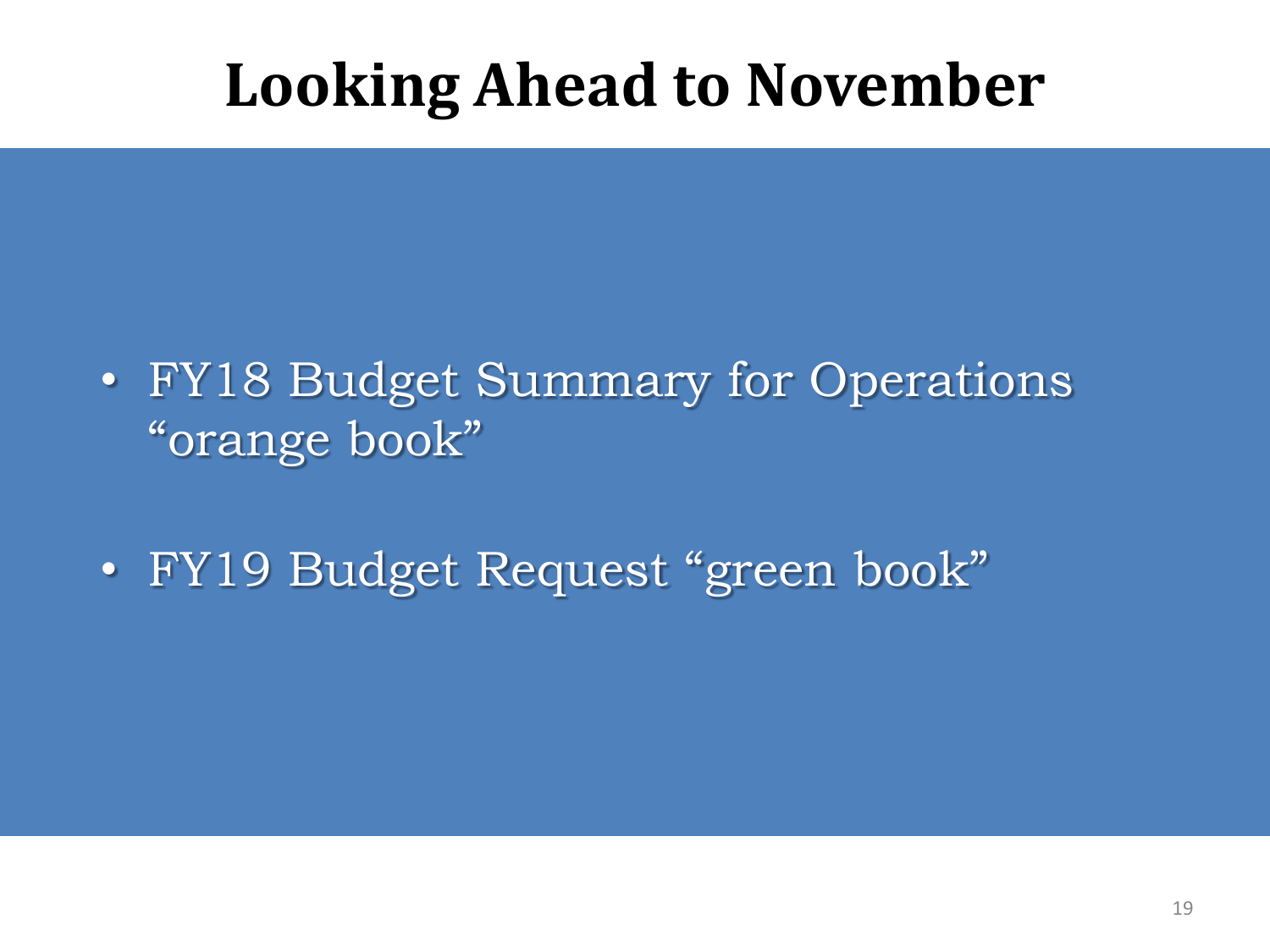# Looking Ahead to November

- FY18 Budget Summary for Operations "orange book"
- FY19 Budget Request "green book"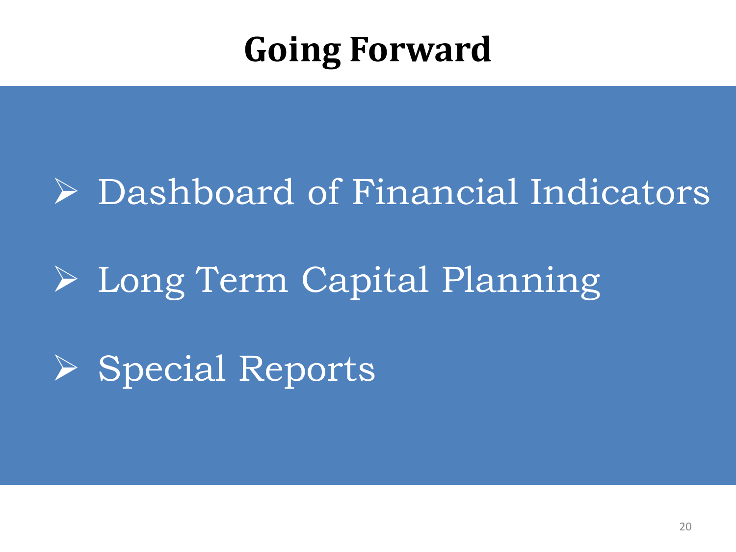# Going Forward

- Dashboard of Financial Indicators
- Long Term Capital Planning
- Special Reports